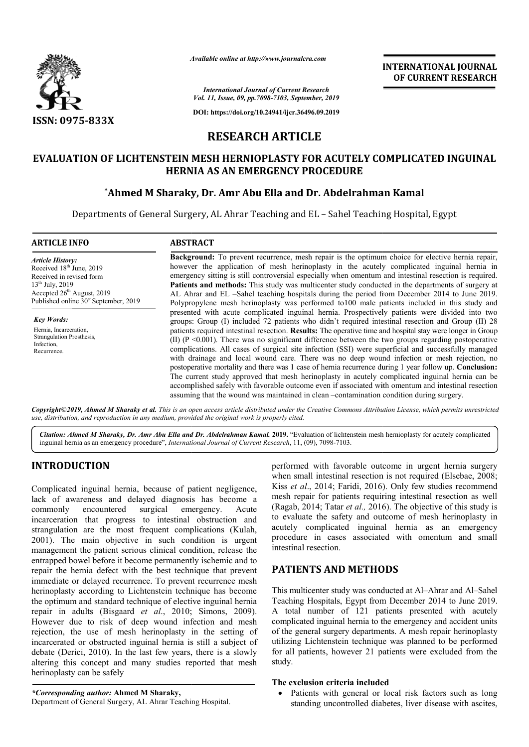*Available online at http://www.journalcra.com*

*International Journal of Current Research*
*Vol. 11, Issue, 09, pp.7098-7103, September, 2019*

**DOI: https://doi.org/10.24941/ijcr.36496.09.2019**

**INTERNATIONAL JOURNAL OF CURRENT RESEARCH**

**ISSN: 0975-833X**

# RESEARCH ARTICLE

## EVALUATION OF LICHTENSTEIN MESH HERNIOPLASTY FOR ACUTELY COMPLICATED INGUINAL HERNIA AS AN EMERGENCY PROCEDURE

**\*Ahmed M Sharaky, Dr. Amr Abu Ella and Dr. Abdelrahman Kamal**

Departments of General Surgery, AL Ahrar Teaching and EL – Sahel Teaching Hospital, Egypt

### ARTICLE INFO

*Article History:*
Received 18th June, 2019
Received in revised form
13th July, 2019
Accepted 26th August, 2019
Published online 30st September, 2019

*Key Words:*
Hernia, Incarceration,
Strangulation Prosthesis,
Infection,
Recurrence.

### ABSTRACT

**Background:** To prevent recurrence, mesh repair is the optimum choice for elective hernia repair, however the application of mesh herinoplasty in the acutely complicated inguinal hernia in emergency sitting is still controversial especially when omentum and intestinal resection is required. **Patients and methods:** This study was multicenter study conducted in the departments of surgery at AL Ahrar and EL –Sahel teaching hospitals during the period from December 2014 to June 2019. Polypropylene mesh herinoplasty was performed to100 male patients included in this study and presented with acute complicated inguinal hernia. Prospectively patients were divided into two groups: Group (I) included 72 patients who didn't required intestinal resection and Group (II) 28 patients required intestinal resection. **Results:** The operative time and hospital stay were longer in Group (II) (P <0.001). There was no significant difference between the two groups regarding postoperative complications. All cases of surgical site infection (SSI) were superficial and successfully managed with drainage and local wound care. There was no deep wound infection or mesh rejection, no postoperative mortality and there was 1 case of hernia recurrence during 1 year follow up. **Conclusion:** The current study approved that mesh herinoplasty in acutely complicated inguinal hernia can be accomplished safely with favorable outcome even if associated with omentum and intestinal resection assuming that the wound was maintained in clean –contamination condition during surgery.

*Copyright©2019, Ahmed M Sharaky et al. This is an open access article distributed under the Creative Commons Attribution License, which permits unrestricted use, distribution, and reproduction in any medium, provided the original work is properly cited.*

*Citation: Ahmed M Sharaky, Dr. Amr Abu Ella and Dr. Abdelrahman Kamal.* **2019.** "Evaluation of lichtenstein mesh hernioplasty for acutely complicated inguinal hernia as an emergency procedure", *International Journal of Current Research*, 11, (09), 7098-7103.

## INTRODUCTION

Complicated inguinal hernia, because of patient negligence, lack of awareness and delayed diagnosis has become a commonly encountered surgical emergency. Acute incarceration that progress to intestinal obstruction and strangulation are the most frequent complications (Kulah, 2001). The main objective in such condition is urgent management the patient serious clinical condition, release the entrapped bowel before it become permanently ischemic and to repair the hernia defect with the best technique that prevent immediate or delayed recurrence. To prevent recurrence mesh herinoplasty according to Lichtenstein technique has become the optimum and standard technique of elective inguinal hernia repair in adults (Bisgaard *et al*., 2010; Simons, 2009). However due to risk of deep wound infection and mesh rejection, the use of mesh herinoplasty in the setting of incarcerated or obstructed inguinal hernia is still a subject of debate (Derici, 2010). In the last few years, there is a slowly altering this concept and many studies reported that mesh herinoplasty can be safely performed with favorable outcome in urgent hernia surgery when small intestinal resection is not required (Elsebae, 2008; Kiss *et al*., 2014; Faridi, 2016). Only few studies recommend mesh repair for patients requiring intestinal resection as well (Ragab, 2014; Tatar *et al.,* 2016). The objective of this study is to evaluate the safety and outcome of mesh herinoplasty in acutely complicated inguinal hernia as an emergency procedure in cases associated with omentum and small intestinal resection.

## PATIENTS AND METHODS

This multicenter study was conducted at Al–Ahrar and Al–Sahel Teaching Hospitals, Egypt from December 2014 to June 2019. A total number of 121 patients presented with acutely complicated inguinal hernia to the emergency and accident units of the general surgery departments. A mesh repair herinoplasty utilizing Lichtenstein technique was planned to be performed for all patients, however 21 patients were excluded from the study.

**The exclusion criteria included**

- Patients with general or local risk factors such as long standing uncontrolled diabetes, liver disease with ascites,

*\*Corresponding author:* **Ahmed M Sharaky,**
Department of General Surgery, AL Ahrar Teaching Hospital.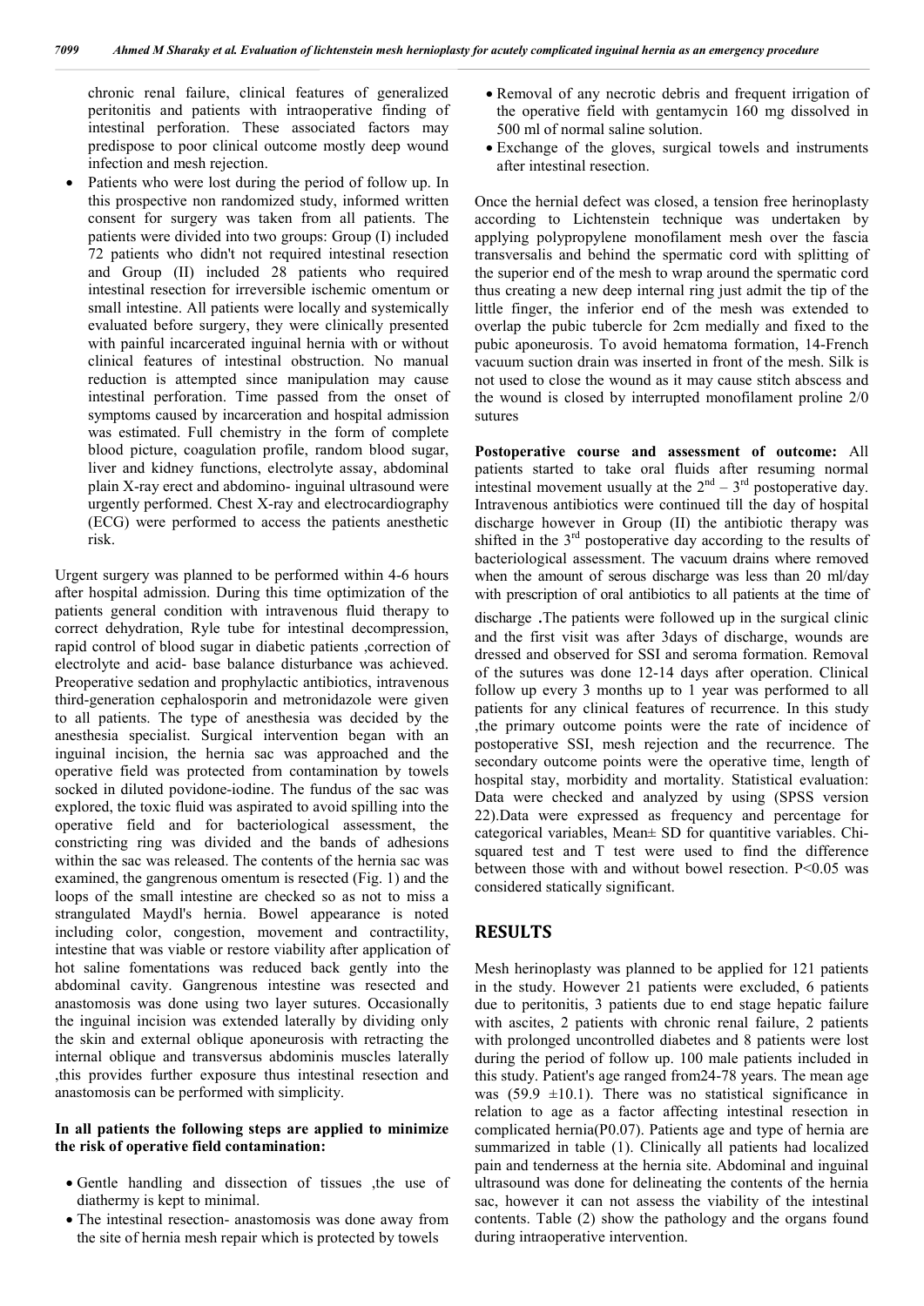chronic renal failure, clinical features of generalized peritonitis and patients with intraoperative finding of intestinal perforation. These associated factors may predispose to poor clinical outcome mostly deep wound infection and mesh rejection.

- Patients who were lost during the period of follow up. In this prospective non randomized study, informed written consent for surgery was taken from all patients. The patients were divided into two groups: Group (I) included 72 patients who didn't not required intestinal resection and Group (II) included 28 patients who required intestinal resection for irreversible ischemic omentum or small intestine. All patients were locally and systemically evaluated before surgery, they were clinically presented with painful incarcerated inguinal hernia with or without clinical features of intestinal obstruction. No manual reduction is attempted since manipulation may cause intestinal perforation. Time passed from the onset of symptoms caused by incarceration and hospital admission was estimated. Full chemistry in the form of complete blood picture, coagulation profile, random blood sugar, liver and kidney functions, electrolyte assay, abdominal plain X-ray erect and abdomino- inguinal ultrasound were urgently performed. Chest X-ray and electrocardiography (ECG) were performed to access the patients anesthetic risk.

Urgent surgery was planned to be performed within 4-6 hours after hospital admission. During this time optimization of the patients general condition with intravenous fluid therapy to correct dehydration, Ryle tube for intestinal decompression, rapid control of blood sugar in diabetic patients ,correction of electrolyte and acid- base balance disturbance was achieved. Preoperative sedation and prophylactic antibiotics, intravenous third-generation cephalosporin and metronidazole were given to all patients. The type of anesthesia was decided by the anesthesia specialist. Surgical intervention began with an inguinal incision, the hernia sac was approached and the operative field was protected from contamination by towels socked in diluted povidone-iodine. The fundus of the sac was explored, the toxic fluid was aspirated to avoid spilling into the operative field and for bacteriological assessment, the constricting ring was divided and the bands of adhesions within the sac was released. The contents of the hernia sac was examined, the gangrenous omentum is resected (Fig. 1) and the loops of the small intestine are checked so as not to miss a strangulated Maydl's hernia. Bowel appearance is noted including color, congestion, movement and contractility, intestine that was viable or restore viability after application of hot saline fomentations was reduced back gently into the abdominal cavity. Gangrenous intestine was resected and anastomosis was done using two layer sutures. Occasionally the inguinal incision was extended laterally by dividing only the skin and external oblique aponeurosis with retracting the internal oblique and transversus abdominis muscles laterally ,this provides further exposure thus intestinal resection and anastomosis can be performed with simplicity.

**In all patients the following steps are applied to minimize the risk of operative field contamination:**

- Gentle handling and dissection of tissues ,the use of diathermy is kept to minimal.
- The intestinal resection- anastomosis was done away from the site of hernia mesh repair which is protected by towels
- Removal of any necrotic debris and frequent irrigation of the operative field with gentamycin 160 mg dissolved in 500 ml of normal saline solution.
- Exchange of the gloves, surgical towels and instruments after intestinal resection.

Once the hernial defect was closed, a tension free herinoplasty according to Lichtenstein technique was undertaken by applying polypropylene monofilament mesh over the fascia transversalis and behind the spermatic cord with splitting of the superior end of the mesh to wrap around the spermatic cord thus creating a new deep internal ring just admit the tip of the little finger, the inferior end of the mesh was extended to overlap the pubic tubercle for 2cm medially and fixed to the pubic aponeurosis. To avoid hematoma formation, 14-French vacuum suction drain was inserted in front of the mesh. Silk is not used to close the wound as it may cause stitch abscess and the wound is closed by interrupted monofilament proline 2/0 sutures

**Postoperative course and assessment of outcome:** All patients started to take oral fluids after resuming normal intestinal movement usually at the $2^{nd}$ – $3^{rd}$ postoperative day. Intravenous antibiotics were continued till the day of hospital discharge however in Group (II) the antibiotic therapy was shifted in the $3^{rd}$ postoperative day according to the results of bacteriological assessment. The vacuum drains where removed when the amount of serous discharge was less than 20 ml/day with prescription of oral antibiotics to all patients at the time of discharge **.**The patients were followed up in the surgical clinic and the first visit was after 3days of discharge, wounds are dressed and observed for SSI and seroma formation. Removal of the sutures was done 12-14 days after operation. Clinical follow up every 3 months up to 1 year was performed to all patients for any clinical features of recurrence. In this study ,the primary outcome points were the rate of incidence of postoperative SSI, mesh rejection and the recurrence. The secondary outcome points were the operative time, length of hospital stay, morbidity and mortality. Statistical evaluation: Data were checked and analyzed by using (SPSS version 22).Data were expressed as frequency and percentage for categorical variables, Mean± SD for quantitive variables. Chi-squared test and T test were used to find the difference between those with and without bowel resection. P<0.05 was considered statically significant.

## RESULTS

Mesh herinoplasty was planned to be applied for 121 patients in the study. However 21 patients were excluded, 6 patients due to peritonitis, 3 patients due to end stage hepatic failure with ascites, 2 patients with chronic renal failure, 2 patients with prolonged uncontrolled diabetes and 8 patients were lost during the period of follow up. 100 male patients included in this study. Patient's age ranged from24-78 years. The mean age was (59.9 ±10.1). There was no statistical significance in relation to age as a factor affecting intestinal resection in complicated hernia(P0.07). Patients age and type of hernia are summarized in table (1). Clinically all patients had localized pain and tenderness at the hernia site. Abdominal and inguinal ultrasound was done for delineating the contents of the hernia sac, however it can not assess the viability of the intestinal contents. Table (2) show the pathology and the organs found during intraoperative intervention.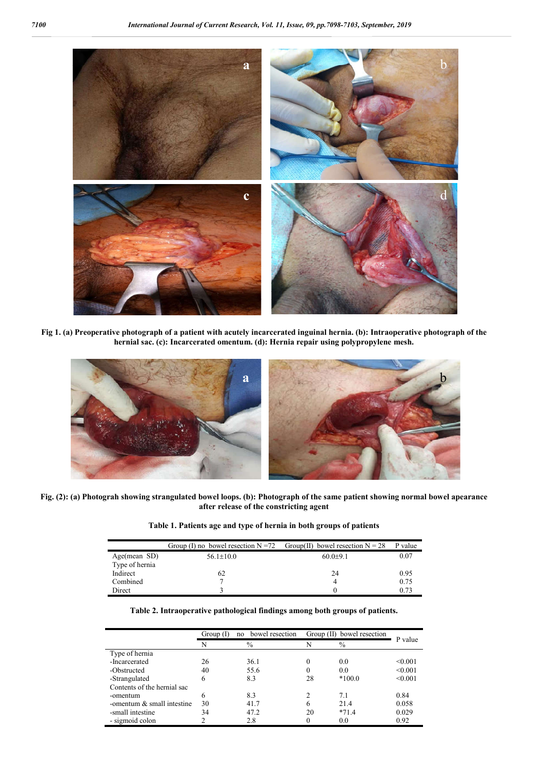Fig 1. (a) Preoperative photograph of a patient with acutely incarcerated inguinal hernia. (b): Intraoperative photograph of the hernial sac. (c): Incarcerated omentum. (d): Hernia repair using polypropylene mesh.

Fig. (2): (a) Photograh showing strangulated bowel loops. (b): Photograph of the same patient showing normal bowel apearance after release of the constricting agent

**Table 1. Patients age and type of hernia in both groups of patients**

| | Group (I) no bowel resection N =72 | Group(II) bowel resection N = 28 | P value |
|---|---|---|---|
| Age(mean SD) | 56.1±10.0 | 60.0±9.1 | 0.07 |
| Type of hernia | | | |
| Indirect | 62 | 24 | 0.95 |
| Combined | 7 | 4 | 0.75 |
| Direct | 3 | 0 | 0.73 |

**Table 2. Intraoperative pathological findings among both groups of patients.**

| | Group (I) no bowel resection | | Group (II) bowel resection | | P value |
|---|---|---|---|---|---|
| | N | % | N | % | |
| Type of hernia | | | | | |
| -Incarcerated | 26 | 36.1 | 0 | 0.0 | <0.001 |
| -Obstructed | 40 | 55.6 | 0 | 0.0 | <0.001 |
| -Strangulated | 6 | 8.3 | 28 | *100.0 | <0.001 |
| Contents of the hernial sac | | | | | |
| -omentum | 6 | 8.3 | 2 | 7.1 | 0.84 |
| -omentum & small intestine | 30 | 41.7 | 6 | 21.4 | 0.058 |
| -small intestine | 34 | 47.2 | 20 | *71.4 | 0.029 |
| - sigmoid colon | 2 | 2.8 | 0 | 0.0 | 0.92 |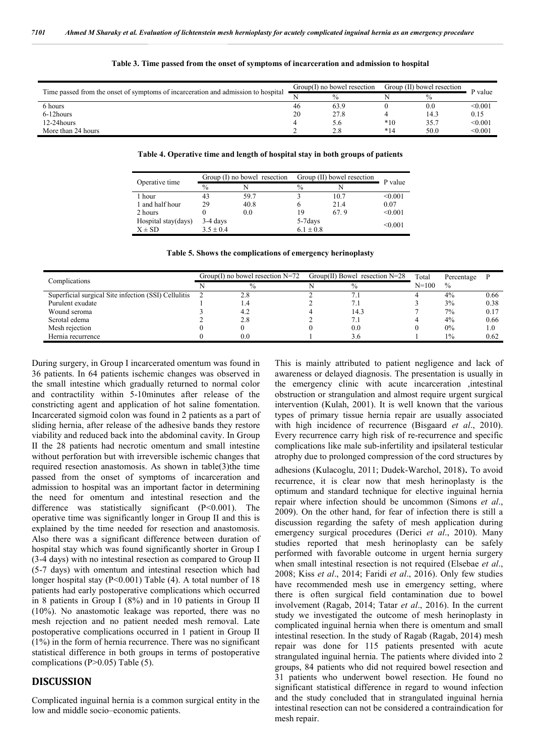**Table 3. Time passed from the onset of symptoms of incarceration and admission to hospital**

| Time passed from the onset of symptoms of incarceration and admission to hospital | Group(I) no bowel resection | | Group (II) bowel resection | | P value |
|---|---|---|---|---|---|
| | N | % | N | % | |
| 6 hours | 46 | 63.9 | 0 | 0.0 | <0.001 |
| 6-12hours | 20 | 27.8 | 4 | 14.3 | 0.15 |
| 12-24hours | 4 | 5.6 | *10 | 35.7 | <0.001 |
| More than 24 hours | 2 | 2.8 | *14 | 50.0 | <0.001 |

**Table 4. Operative time and length of hospital stay in both groups of patients**

| Operative time | Group (I) no bowel resection | | Group (II) bowel resection | | P value |
|---|---|---|---|---|---|
| | % | N | % | N | |
| 1 hour | 43 | 59.7 | 3 | 10.7 | <0.001 |
| 1 and half hour | 29 | 40.8 | 6 | 21.4 | 0.07 |
| 2 hours | 0 | 0.0 | 19 | 67. 9 | <0.001 |
| Hospital stay(days) | 3-4 days | | 5-7days | | <0.001 |
| X ± SD | 3.5 ± 0.4 | | 6.1 ± 0.8 | | |

**Table 5. Shows the complications of emergency herinoplasty**

| Complications | Group(I) no bowel resection N=72 | | Group(II) Bowel resection N=28 | | Total | Percentage | P |
|---|---|---|---|---|---|---|---|
| | N | % | N | % | N=100 | % | |
| Superficial surgical Site infection (SSI) Cellulitis | 2 | 2.8 | 2 | 7.1 | 4 | 4% | 0.66 |
| Purulent exudate | 1 | 1.4 | 2 | 7.1 | 3 | 3% | 0.38 |
| Wound seroma | 3 | 4.2 | 4 | 14.3 | 7 | 7% | 0.17 |
| Scrotal edema | 2 | 2.8 | 2 | 7.1 | 4 | 4% | 0.66 |
| Mesh rejection | 0 | 0 | 0 | 0.0 | 0 | 0% | 1.0 |
| Hernia recurrence | 0 | 0.0 | 1 | 3.6 | 1 | 1% | 0.62 |

During surgery, in Group I incarcerated omentum was found in 36 patients. In 64 patients ischemic changes was observed in the small intestine which gradually returned to normal color and contractility within 5-10minutes after release of the constricting agent and application of hot saline fomentation. Incarcerated sigmoid colon was found in 2 patients as a part of sliding hernia, after release of the adhesive bands they restore viability and reduced back into the abdominal cavity. In Group II the 28 patients had necrotic omentum and small intestine without perforation but with irreversible ischemic changes that required resection anastomosis. As shown in table(3)the time passed from the onset of symptoms of incarceration and admission to hospital was an important factor in determining the need for omentum and intestinal resection and the difference was statistically significant (P<0.001). The operative time was significantly longer in Group II and this is explained by the time needed for resection and anastomosis. Also there was a significant difference between duration of hospital stay which was found significantly shorter in Group I (3-4 days) with no intestinal resection as compared to Group II (5-7 days) with omentum and intestinal resection which had longer hospital stay (P<0.001) Table (4). A total number of 18 patients had early postoperative complications which occurred in 8 patients in Group I (8%) and in 10 patients in Group II (10%). No anastomotic leakage was reported, there was no mesh rejection and no patient needed mesh removal. Late postoperative complications occurred in 1 patient in Group II (1%) in the form of hernia recurrence. There was no significant statistical difference in both groups in terms of postoperative complications (P>0.05) Table (5).

## DISCUSSION

Complicated inguinal hernia is a common surgical entity in the low and middle socio–economic patients. This is mainly attributed to patient negligence and lack of awareness or delayed diagnosis. The presentation is usually in the emergency clinic with acute incarceration ,intestinal obstruction or strangulation and almost require urgent surgical intervention (Kulah, 2001). It is well known that the various types of primary tissue hernia repair are usually associated with high incidence of recurrence (Bisgaard *et al*., 2010). Every recurrence carry high risk of re-recurrence and specific complications like male sub-infertility and ipsilateral testicular atrophy due to prolonged compression of the cord structures by adhesions (Kulacoglu, 2011; Dudek-Warchol, 2018). To avoid recurrence, it is clear now that mesh herinoplasty is the optimum and standard technique for elective inguinal hernia repair where infection should be uncommon (Simons *et al*., 2009). On the other hand, for fear of infection there is still a discussion regarding the safety of mesh application during emergency surgical procedures (Derici *et al*., 2010). Many studies reported that mesh herinoplasty can be safely performed with favorable outcome in urgent hernia surgery when small intestinal resection is not required (Elsebae *et al*., 2008; Kiss *et al*., 2014; Faridi *et al*., 2016). Only few studies have recommended mesh use in emergency setting, where there is often surgical field contamination due to bowel involvement (Ragab, 2014; Tatar *et al*., 2016). In the current study we investigated the outcome of mesh herinoplasty in complicated inguinal hernia when there is omentum and small intestinal resection. In the study of Ragab (Ragab, 2014) mesh repair was done for 115 patients presented with acute strangulated inguinal hernia. The patients where divided into 2 groups, 84 patients who did not required bowel resection and 31 patients who underwent bowel resection. He found no significant statistical difference in regard to wound infection and the study concluded that in strangulated inguinal hernia intestinal resection can not be considered a contraindication for mesh repair.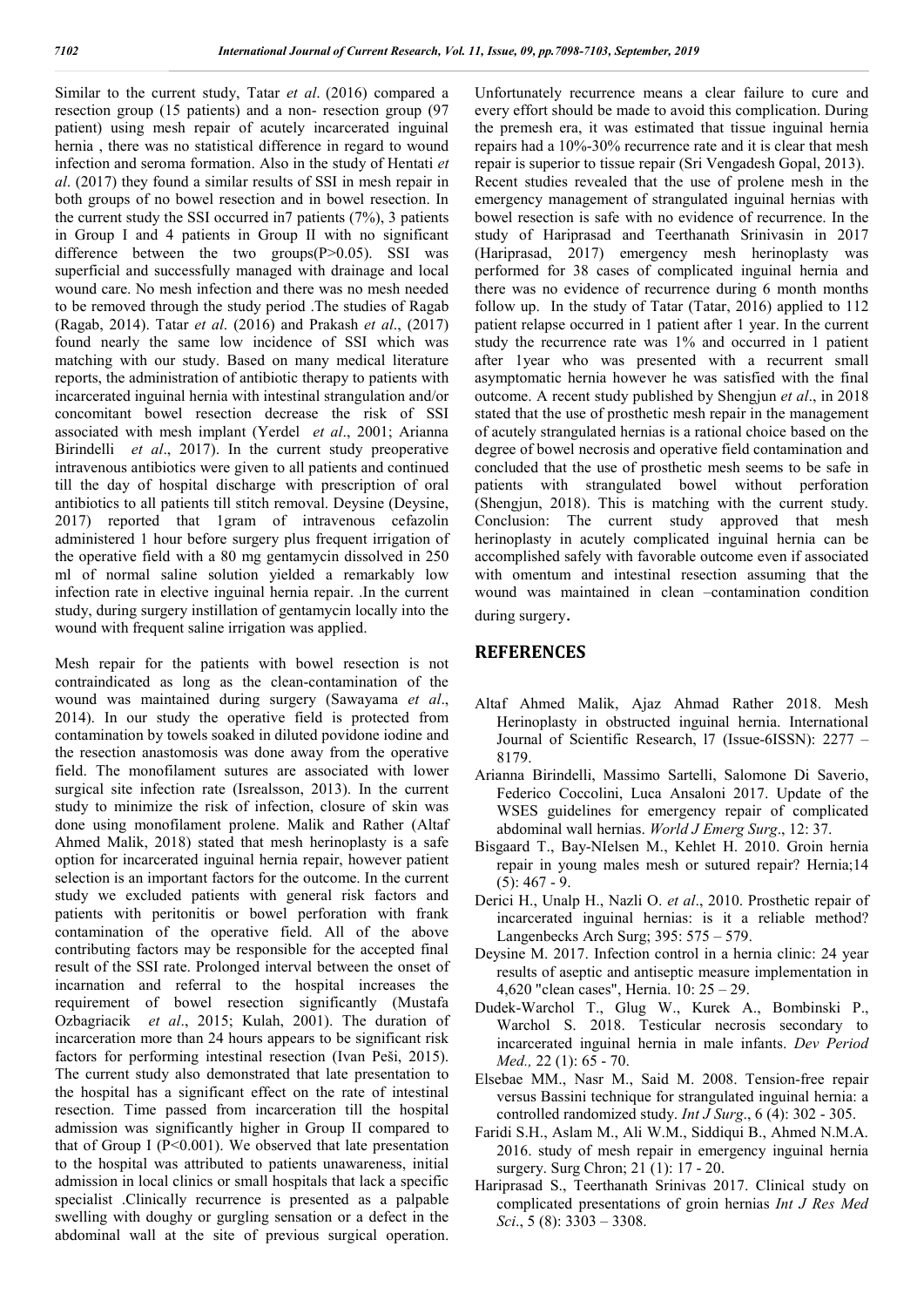Similar to the current study, Tatar *et al*. (2016) compared a resection group (15 patients) and a non- resection group (97 patient) using mesh repair of acutely incarcerated inguinal hernia , there was no statistical difference in regard to wound infection and seroma formation. Also in the study of Hentati *et al*. (2017) they found a similar results of SSI in mesh repair in both groups of no bowel resection and in bowel resection. In the current study the SSI occurred in7 patients (7%), 3 patients in Group I and 4 patients in Group II with no significant difference between the two groups(P>0.05). SSI was superficial and successfully managed with drainage and local wound care. No mesh infection and there was no mesh needed to be removed through the study period .The studies of Ragab (Ragab, 2014). Tatar *et al*. (2016) and Prakash *et al*., (2017) found nearly the same low incidence of SSI which was matching with our study. Based on many medical literature reports, the administration of antibiotic therapy to patients with incarcerated inguinal hernia with intestinal strangulation and/or concomitant bowel resection decrease the risk of SSI associated with mesh implant (Yerdel *et al*., 2001; Arianna Birindelli *et al*., 2017). In the current study preoperative intravenous antibiotics were given to all patients and continued till the day of hospital discharge with prescription of oral antibiotics to all patients till stitch removal. Deysine (Deysine, 2017) reported that 1gram of intravenous cefazolin administered 1 hour before surgery plus frequent irrigation of the operative field with a 80 mg gentamycin dissolved in 250 ml of normal saline solution yielded a remarkably low infection rate in elective inguinal hernia repair. .In the current study, during surgery instillation of gentamycin locally into the wound with frequent saline irrigation was applied.

Mesh repair for the patients with bowel resection is not contraindicated as long as the clean-contamination of the wound was maintained during surgery (Sawayama *et al*., 2014). In our study the operative field is protected from contamination by towels soaked in diluted povidone iodine and the resection anastomosis was done away from the operative field. The monofilament sutures are associated with lower surgical site infection rate (Isrealsson, 2013). In the current study to minimize the risk of infection, closure of skin was done using monofilament prolene. Malik and Rather (Altaf Ahmed Malik, 2018) stated that mesh herinoplasty is a safe option for incarcerated inguinal hernia repair, however patient selection is an important factors for the outcome. In the current study we excluded patients with general risk factors and patients with peritonitis or bowel perforation with frank contamination of the operative field. All of the above contributing factors may be responsible for the accepted final result of the SSI rate. Prolonged interval between the onset of incarnation and referral to the hospital increases the requirement of bowel resection significantly (Mustafa Ozbagriacik *et al*., 2015; Kulah, 2001). The duration of incarceration more than 24 hours appears to be significant risk factors for performing intestinal resection (Ivan Peši, 2015). The current study also demonstrated that late presentation to the hospital has a significant effect on the rate of intestinal resection. Time passed from incarceration till the hospital admission was significantly higher in Group II compared to that of Group I (P<0.001). We observed that late presentation to the hospital was attributed to patients unawareness, initial admission in local clinics or small hospitals that lack a specific specialist .Clinically recurrence is presented as a palpable swelling with doughy or gurgling sensation or a defect in the abdominal wall at the site of previous surgical operation. Unfortunately recurrence means a clear failure to cure and every effort should be made to avoid this complication. During the premesh era, it was estimated that tissue inguinal hernia repairs had a 10%-30% recurrence rate and it is clear that mesh repair is superior to tissue repair (Sri Vengadesh Gopal, 2013). Recent studies revealed that the use of prolene mesh in the emergency management of strangulated inguinal hernias with bowel resection is safe with no evidence of recurrence. In the study of Hariprasad and Teerthanath Srinivasin in 2017 (Hariprasad, 2017) emergency mesh herinoplasty was performed for 38 cases of complicated inguinal hernia and there was no evidence of recurrence during 6 month months follow up. In the study of Tatar (Tatar, 2016) applied to 112 patient relapse occurred in 1 patient after 1 year. In the current study the recurrence rate was 1% and occurred in 1 patient after 1year who was presented with a recurrent small asymptomatic hernia however he was satisfied with the final outcome. A recent study published by Shengjun *et al*., in 2018 stated that the use of prosthetic mesh repair in the management of acutely strangulated hernias is a rational choice based on the degree of bowel necrosis and operative field contamination and concluded that the use of prosthetic mesh seems to be safe in patients with strangulated bowel without perforation (Shengjun, 2018). This is matching with the current study. Conclusion: The current study approved that mesh herinoplasty in acutely complicated inguinal hernia can be accomplished safely with favorable outcome even if associated with omentum and intestinal resection assuming that the wound was maintained in clean –contamination condition during surgery.

## REFERENCES

Altaf Ahmed Malik, Ajaz Ahmad Rather 2018. Mesh Herinoplasty in obstructed inguinal hernia. International Journal of Scientific Research, l7 (Issue-6ISSN): 2277 – 8179.

Arianna Birindelli, Massimo Sartelli, Salomone Di Saverio, Federico Coccolini, Luca Ansaloni 2017. Update of the WSES guidelines for emergency repair of complicated abdominal wall hernias. *World J Emerg Surg*., 12: 37.

Bisgaard T., Bay-NIelsen M., Kehlet H. 2010. Groin hernia repair in young males mesh or sutured repair? Hernia;14 (5): 467 - 9.

Derici H., Unalp H., Nazli O. *et al*., 2010. Prosthetic repair of incarcerated inguinal hernias: is it a reliable method? Langenbecks Arch Surg; 395: 575 – 579.

Deysine M. 2017. Infection control in a hernia clinic: 24 year results of aseptic and antiseptic measure implementation in 4,620 "clean cases", Hernia. 10: 25 – 29.

Dudek-Warchol T., Glug W., Kurek A., Bombinski P., Warchol S. 2018. Testicular necrosis secondary to incarcerated inguinal hernia in male infants. *Dev Period Med.,* 22 (1): 65 - 70.

Elsebae MM., Nasr M., Said M. 2008. Tension-free repair versus Bassini technique for strangulated inguinal hernia: a controlled randomized study. *Int J Surg*., 6 (4): 302 - 305.

Faridi S.H., Aslam M., Ali W.M., Siddiqui B., Ahmed N.M.A. 2016. study of mesh repair in emergency inguinal hernia surgery. Surg Chron; 21 (1): 17 - 20.

Hariprasad S., Teerthanath Srinivas 2017. Clinical study on complicated presentations of groin hernias *Int J Res Med Sci*., 5 (8): 3303 – 3308.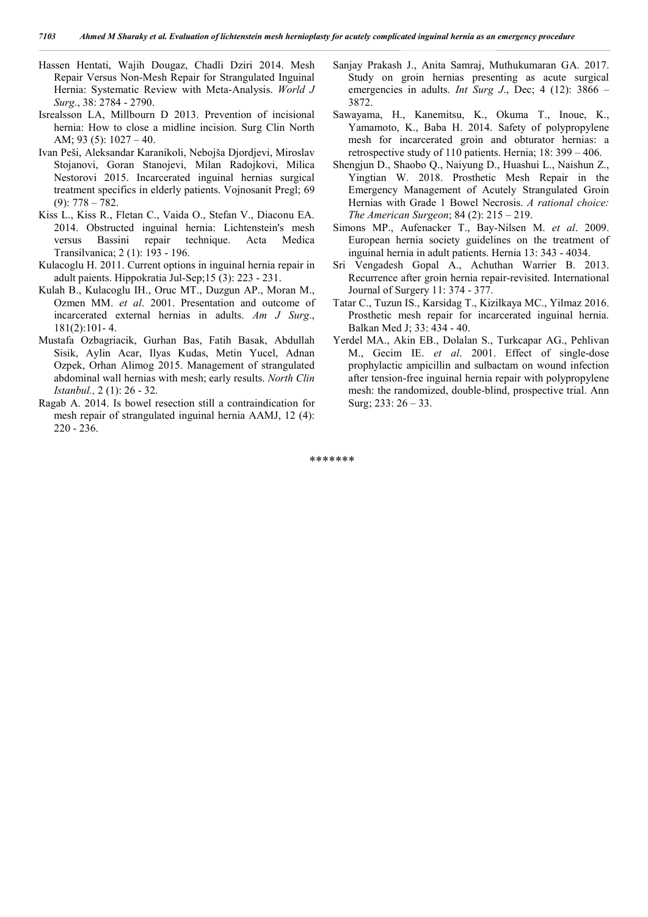Hassen Hentati, Wajih Dougaz, Chadli Dziri 2014. Mesh Repair Versus Non-Mesh Repair for Strangulated Inguinal Hernia: Systematic Review with Meta-Analysis. *World J Surg*., 38: 2784 - 2790.

Isrealsson LA, Millbourn D 2013. Prevention of incisional hernia: How to close a midline incision. Surg Clin North AM; 93 (5): 1027 – 40.

Ivan Peši, Aleksandar Karanikoli, Nebojša Djordjevi, Miroslav Stojanovi, Goran Stanojevi, Milan Radojkovi, Milica Nestorovi 2015. Incarcerated inguinal hernias surgical treatment specifics in elderly patients. Vojnosanit Pregl; 69 (9): 778 – 782.

Kiss L., Kiss R., Fletan C., Vaida O., Stefan V., Diaconu EA. 2014. Obstructed inguinal hernia: Lichtenstein's mesh versus Bassini repair technique. Acta Medica Transilvanica; 2 (1): 193 - 196.

Kulacoglu H. 2011. Current options in inguinal hernia repair in adult paients. Hippokratia Jul-Sep;15 (3): 223 - 231.

Kulah B., Kulacoglu IH., Oruc MT., Duzgun AP., Moran M., Ozmen MM. *et al*. 2001. Presentation and outcome of incarcerated external hernias in adults. *Am J Surg*., 181(2):101- 4.

Mustafa Ozbagriacik, Gurhan Bas, Fatih Basak, Abdullah Sisik, Aylin Acar, Ilyas Kudas, Metin Yucel, Adnan Ozpek, Orhan Alimog 2015. Management of strangulated abdominal wall hernias with mesh; early results. *North Clin Istanbul.,* 2 (1): 26 - 32.

Ragab A. 2014. Is bowel resection still a contraindication for mesh repair of strangulated inguinal hernia AAMJ, 12 (4): 220 - 236.

Sanjay Prakash J., Anita Samraj, Muthukumaran GA. 2017. Study on groin hernias presenting as acute surgical emergencies in adults. *Int Surg J*., Dec; 4 (12): 3866 – 3872.

Sawayama, H., Kanemitsu, K., Okuma T., Inoue, K., Yamamoto, K., Baba H. 2014. Safety of polypropylene mesh for incarcerated groin and obturator hernias: a retrospective study of 110 patients. Hernia; 18: 399 – 406.

Shengjun D., Shaobo Q., Naiyung D., Huashui L., Naishun Z., Yingtian W. 2018. Prosthetic Mesh Repair in the Emergency Management of Acutely Strangulated Groin Hernias with Grade 1 Bowel Necrosis. *A rational choice: The American Surgeon*; 84 (2): 215 – 219.

Simons MP., Aufenacker T., Bay-Nilsen M. *et al*. 2009. European hernia society guidelines on the treatment of inguinal hernia in adult patients. Hernia 13: 343 - 4034.

Sri Vengadesh Gopal A., Achuthan Warrier B. 2013. Recurrence after groin hernia repair-revisited. International Journal of Surgery 11: 374 - 377.

Tatar C., Tuzun IS., Karsidag T., Kizilkaya MC., Yilmaz 2016. Prosthetic mesh repair for incarcerated inguinal hernia. Balkan Med J; 33: 434 - 40.

Yerdel MA., Akin EB., Dolalan S., Turkcapar AG., Pehlivan M., Gecim IE. *et al*. 2001. Effect of single-dose prophylactic ampicillin and sulbactam on wound infection after tension-free inguinal hernia repair with polypropylene mesh: the randomized, double-blind, prospective trial. Ann Surg; 233: 26 – 33.

\*\*\*\*\*\*\*